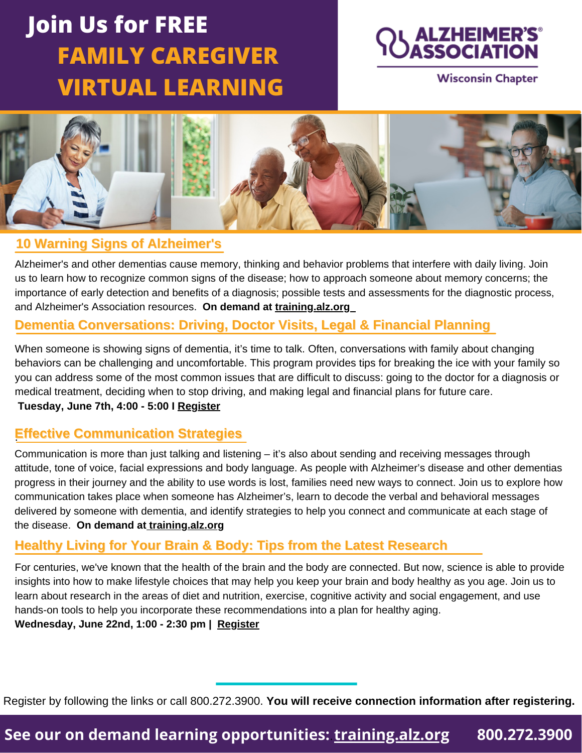# Join Us for FREE
# FAMILY CAREGIVER VIRTUAL LEARNING

ALZHEIMER'S ASSOCIATION
Wisconsin Chapter

## 10 Warning Signs of Alzheimer's

Alzheimer's and other dementias cause memory, thinking and behavior problems that interfere with daily living. Join us to learn how to recognize common signs of the disease; how to approach someone about memory concerns; the importance of early detection and benefits of a diagnosis; possible tests and assessments for the diagnostic process, and Alzheimer's Association resources. **On demand at training.alz.org**

## Dementia Conversations: Driving, Doctor Visits, Legal & Financial Planning

When someone is showing signs of dementia, it's time to talk. Often, conversations with family about changing behaviors can be challenging and uncomfortable. This program provides tips for breaking the ice with your family so you can address some of the most common issues that are difficult to discuss: going to the doctor for a diagnosis or medical treatment, deciding when to stop driving, and making legal and financial plans for future care.
**Tuesday, June 7th, 4:00 - 5:00 I Register**

## Effective Communication Strategies

Communication is more than just talking and listening – it's also about sending and receiving messages through attitude, tone of voice, facial expressions and body language. As people with Alzheimer's disease and other dementias progress in their journey and the ability to use words is lost, families need new ways to connect. Join us to explore how communication takes place when someone has Alzheimer's, learn to decode the verbal and behavioral messages delivered by someone with dementia, and identify strategies to help you connect and communicate at each stage of the disease. **On demand at training.alz.org**

## Healthy Living for Your Brain & Body: Tips from the Latest Research

For centuries, we've known that the health of the brain and the body are connected. But now, science is able to provide insights into how to make lifestyle choices that may help you keep your brain and body healthy as you age. Join us to learn about research in the areas of diet and nutrition, exercise, cognitive activity and social engagement, and use hands-on tools to help you incorporate these recommendations into a plan for healthy aging.
**Wednesday, June 22nd, 1:00 - 2:30 pm | Register**

Register by following the links or call 800.272.3900. **You will receive connection information after registering.**

**See our on demand learning opportunities: training.alz.org 800.272.3900**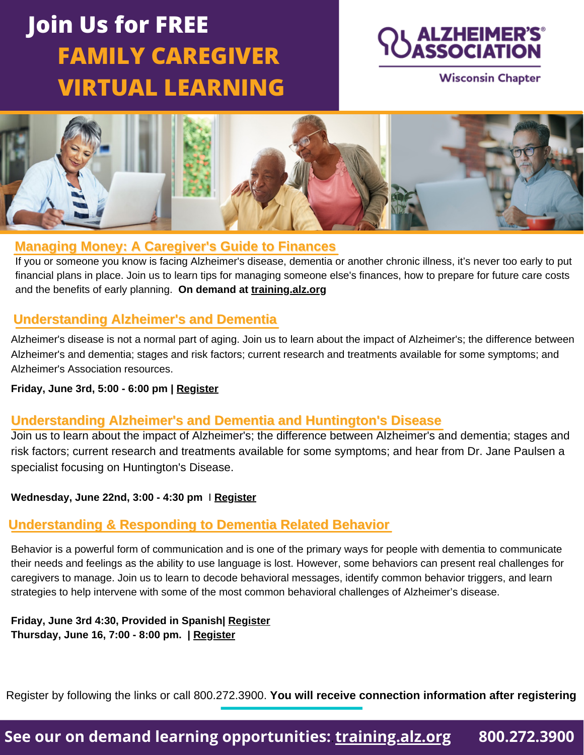# Join Us for FREE FAMILY CAREGIVER VIRTUAL LEARNING

ALZHEIMER'S ASSOCIATION®
Wisconsin Chapter

## Managing Money: A Caregiver's Guide to Finances

If you or someone you know is facing Alzheimer's disease, dementia or another chronic illness, it's never too early to put financial plans in place. Join us to learn tips for managing someone else's finances, how to prepare for future care costs and the benefits of early planning. **On demand at training.alz.org**

## Understanding Alzheimer's and Dementia

Alzheimer's disease is not a normal part of aging. Join us to learn about the impact of Alzheimer's; the difference between Alzheimer's and dementia; stages and risk factors; current research and treatments available for some symptoms; and Alzheimer's Association resources.

**Friday, June 3rd, 5:00 - 6:00 pm | Register**

## Understanding Alzheimer's and Dementia and Huntington's Disease

Join us to learn about the impact of Alzheimer's; the difference between Alzheimer's and dementia; stages and risk factors; current research and treatments available for some symptoms; and hear from Dr. Jane Paulsen a specialist focusing on Huntington's Disease.

**Wednesday, June 22nd, 3:00 - 4:30 pm | Register**

## Understanding & Responding to Dementia Related Behavior

Behavior is a powerful form of communication and is one of the primary ways for people with dementia to communicate their needs and feelings as the ability to use language is lost. However, some behaviors can present real challenges for caregivers to manage. Join us to learn to decode behavioral messages, identify common behavior triggers, and learn strategies to help intervene with some of the most common behavioral challenges of Alzheimer's disease.

**Friday, June 3rd 4:30, Provided in Spanish| Register**
**Thursday, June 16, 7:00 - 8:00 pm. | Register**

Register by following the links or call 800.272.3900. **You will receive connection information after registering**

**See our on demand learning opportunities: training.alz.org 800.272.3900**